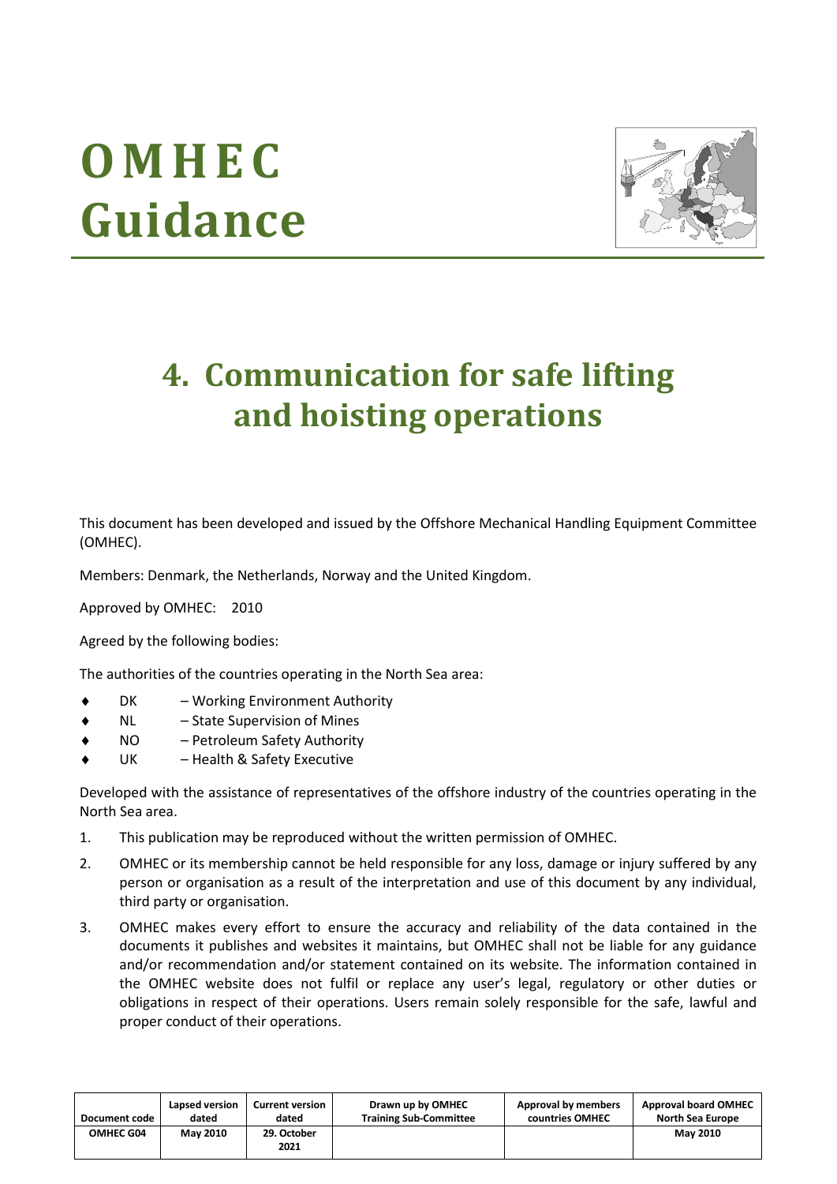# OMHEC Guidance

# 4. Communication for safe lifting and hoisting operations

This document has been developed and issued by the Offshore Mechanical Handling Equipment Committee (OMHEC).

Members: Denmark, the Netherlands, Norway and the United Kingdom.

Approved by OMHEC: 2010

Agreed by the following bodies:

The authorities of the countries operating in the North Sea area:

- DK – Working Environment Authority
- NL – State Supervision of Mines
- NO – Petroleum Safety Authority
- UK – Health & Safety Executive

Developed with the assistance of representatives of the offshore industry of the countries operating in the North Sea area.

1. This publication may be reproduced without the written permission of OMHEC.
2. OMHEC or its membership cannot be held responsible for any loss, damage or injury suffered by any person or organisation as a result of the interpretation and use of this document by any individual, third party or organisation.
3. OMHEC makes every effort to ensure the accuracy and reliability of the data contained in the documents it publishes and websites it maintains, but OMHEC shall not be liable for any guidance and/or recommendation and/or statement contained on its website. The information contained in the OMHEC website does not fulfil or replace any user's legal, regulatory or other duties or obligations in respect of their operations. Users remain solely responsible for the safe, lawful and proper conduct of their operations.

| Document code | Lapsed version dated | Current version dated | Drawn up by OMHEC Training Sub-Committee | Approval by members countries OMHEC | Approval board OMHEC North Sea Europe |
| --- | --- | --- | --- | --- | --- |
| OMHEC G04 | May 2010 | 29. October 2021 | | | May 2010 |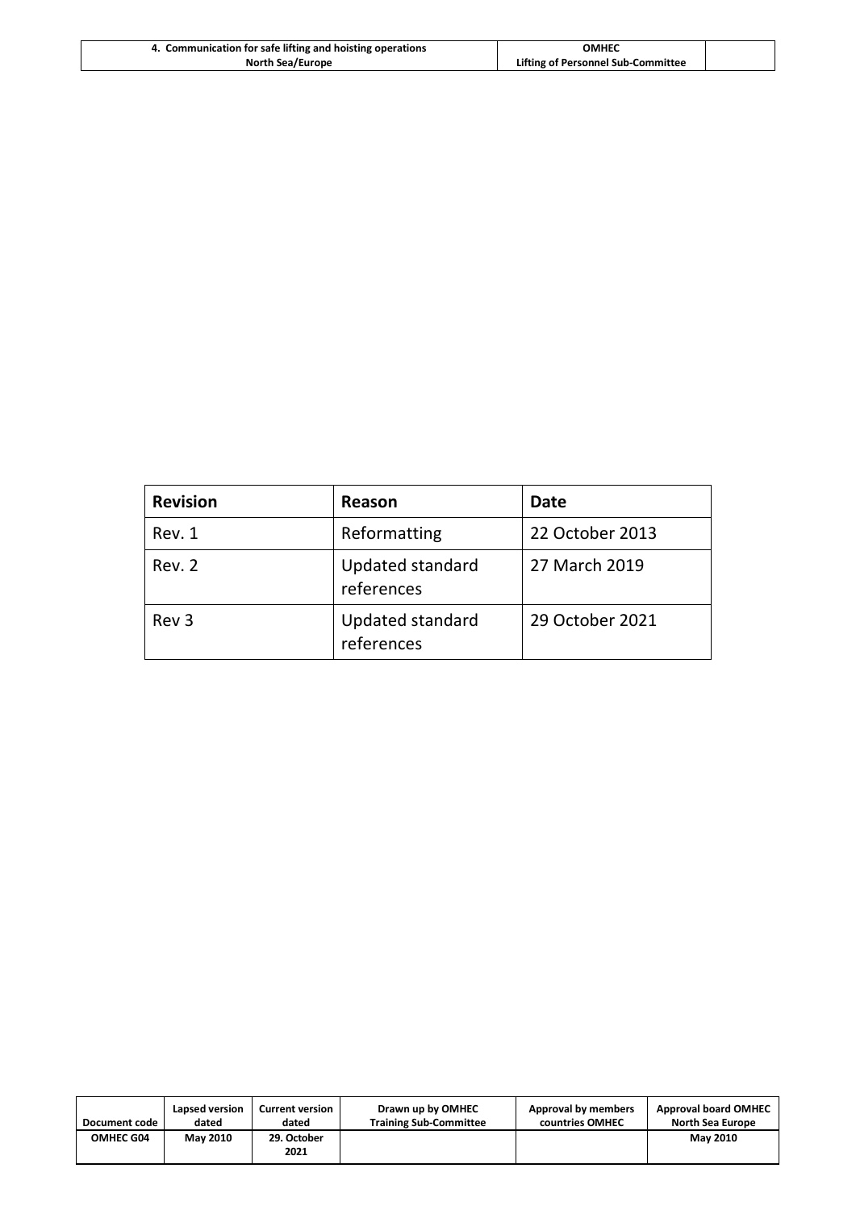| Revision | Reason | Date |
| --- | --- | --- |
| Rev. 1 | Reformatting | 22 October 2013 |
| Rev. 2 | Updated standard references | 27 March 2019 |
| Rev 3 | Updated standard references | 29 October 2021 |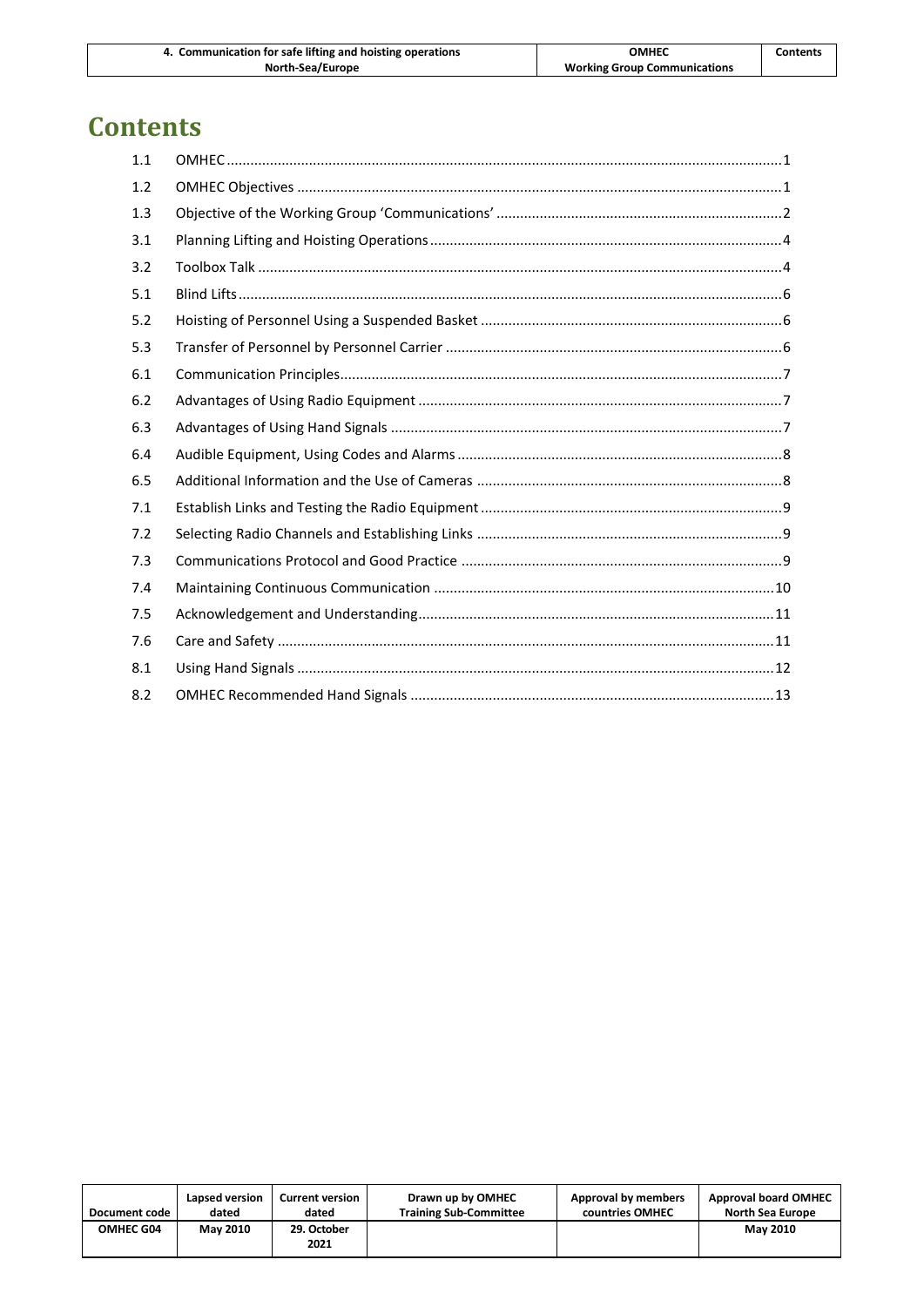# Contents

| | | |
|---|---|---|
| 1.1 | OMHEC | 1 |
| 1.2 | OMHEC Objectives | 1 |
| 1.3 | Objective of the Working Group 'Communications' | 2 |
| 3.1 | Planning Lifting and Hoisting Operations | 4 |
| 3.2 | Toolbox Talk | 4 |
| 5.1 | Blind Lifts | 6 |
| 5.2 | Hoisting of Personnel Using a Suspended Basket | 6 |
| 5.3 | Transfer of Personnel by Personnel Carrier | 6 |
| 6.1 | Communication Principles | 7 |
| 6.2 | Advantages of Using Radio Equipment | 7 |
| 6.3 | Advantages of Using Hand Signals | 7 |
| 6.4 | Audible Equipment, Using Codes and Alarms | 8 |
| 6.5 | Additional Information and the Use of Cameras | 8 |
| 7.1 | Establish Links and Testing the Radio Equipment | 9 |
| 7.2 | Selecting Radio Channels and Establishing Links | 9 |
| 7.3 | Communications Protocol and Good Practice | 9 |
| 7.4 | Maintaining Continuous Communication | 10 |
| 7.5 | Acknowledgement and Understanding | 11 |
| 7.6 | Care and Safety | 11 |
| 8.1 | Using Hand Signals | 12 |
| 8.2 | OMHEC Recommended Hand Signals | 13 |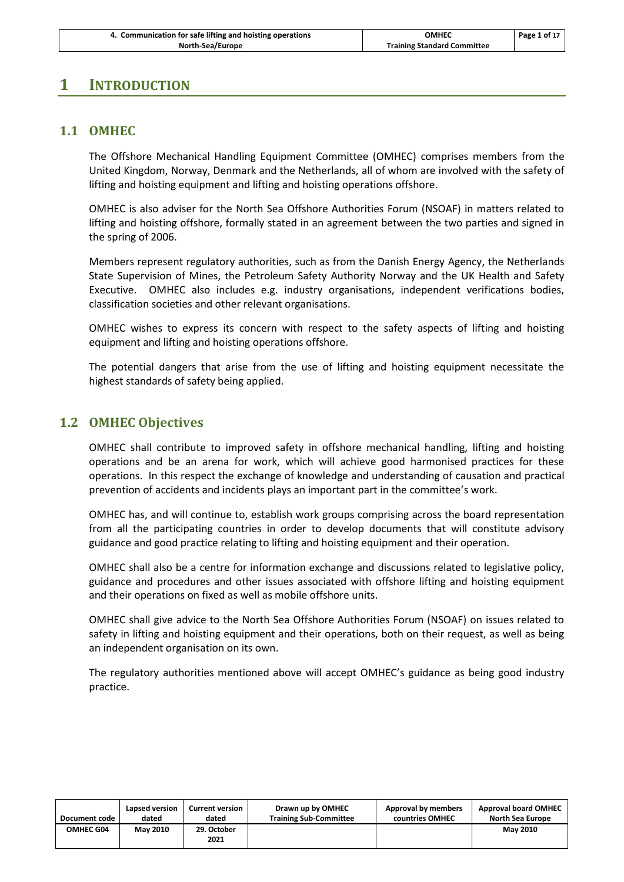# 1 INTRODUCTION

## 1.1 OMHEC

The Offshore Mechanical Handling Equipment Committee (OMHEC) comprises members from the United Kingdom, Norway, Denmark and the Netherlands, all of whom are involved with the safety of lifting and hoisting equipment and lifting and hoisting operations offshore.

OMHEC is also adviser for the North Sea Offshore Authorities Forum (NSOAF) in matters related to lifting and hoisting offshore, formally stated in an agreement between the two parties and signed in the spring of 2006.

Members represent regulatory authorities, such as from the Danish Energy Agency, the Netherlands State Supervision of Mines, the Petroleum Safety Authority Norway and the UK Health and Safety Executive. OMHEC also includes e.g. industry organisations, independent verifications bodies, classification societies and other relevant organisations.

OMHEC wishes to express its concern with respect to the safety aspects of lifting and hoisting equipment and lifting and hoisting operations offshore.

The potential dangers that arise from the use of lifting and hoisting equipment necessitate the highest standards of safety being applied.

## 1.2 OMHEC Objectives

OMHEC shall contribute to improved safety in offshore mechanical handling, lifting and hoisting operations and be an arena for work, which will achieve good harmonised practices for these operations. In this respect the exchange of knowledge and understanding of causation and practical prevention of accidents and incidents plays an important part in the committee's work.

OMHEC has, and will continue to, establish work groups comprising across the board representation from all the participating countries in order to develop documents that will constitute advisory guidance and good practice relating to lifting and hoisting equipment and their operation.

OMHEC shall also be a centre for information exchange and discussions related to legislative policy, guidance and procedures and other issues associated with offshore lifting and hoisting equipment and their operations on fixed as well as mobile offshore units.

OMHEC shall give advice to the North Sea Offshore Authorities Forum (NSOAF) on issues related to safety in lifting and hoisting equipment and their operations, both on their request, as well as being an independent organisation on its own.

The regulatory authorities mentioned above will accept OMHEC's guidance as being good industry practice.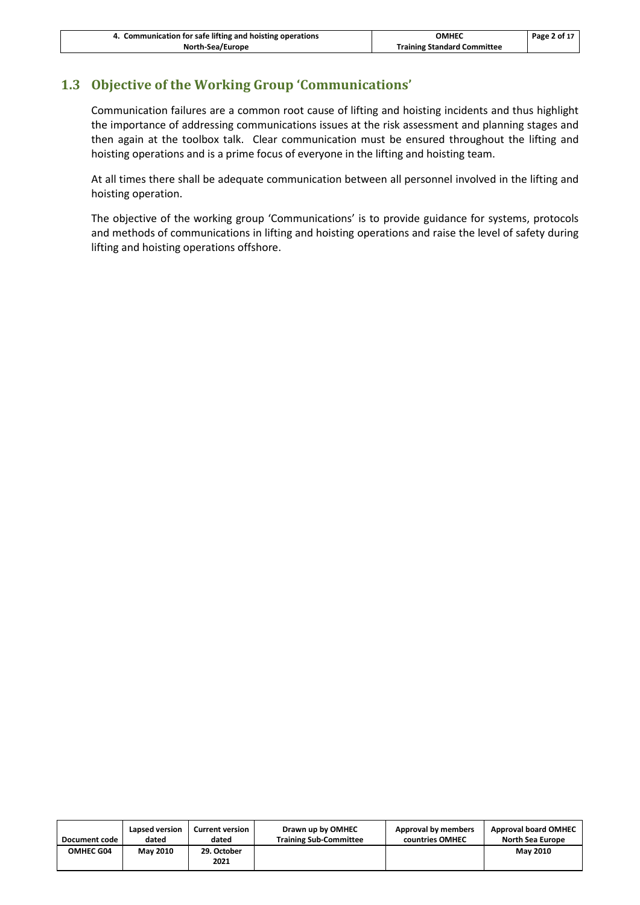## 1.3 Objective of the Working Group 'Communications'

Communication failures are a common root cause of lifting and hoisting incidents and thus highlight the importance of addressing communications issues at the risk assessment and planning stages and then again at the toolbox talk. Clear communication must be ensured throughout the lifting and hoisting operations and is a prime focus of everyone in the lifting and hoisting team.

At all times there shall be adequate communication between all personnel involved in the lifting and hoisting operation.

The objective of the working group 'Communications' is to provide guidance for systems, protocols and methods of communications in lifting and hoisting operations and raise the level of safety during lifting and hoisting operations offshore.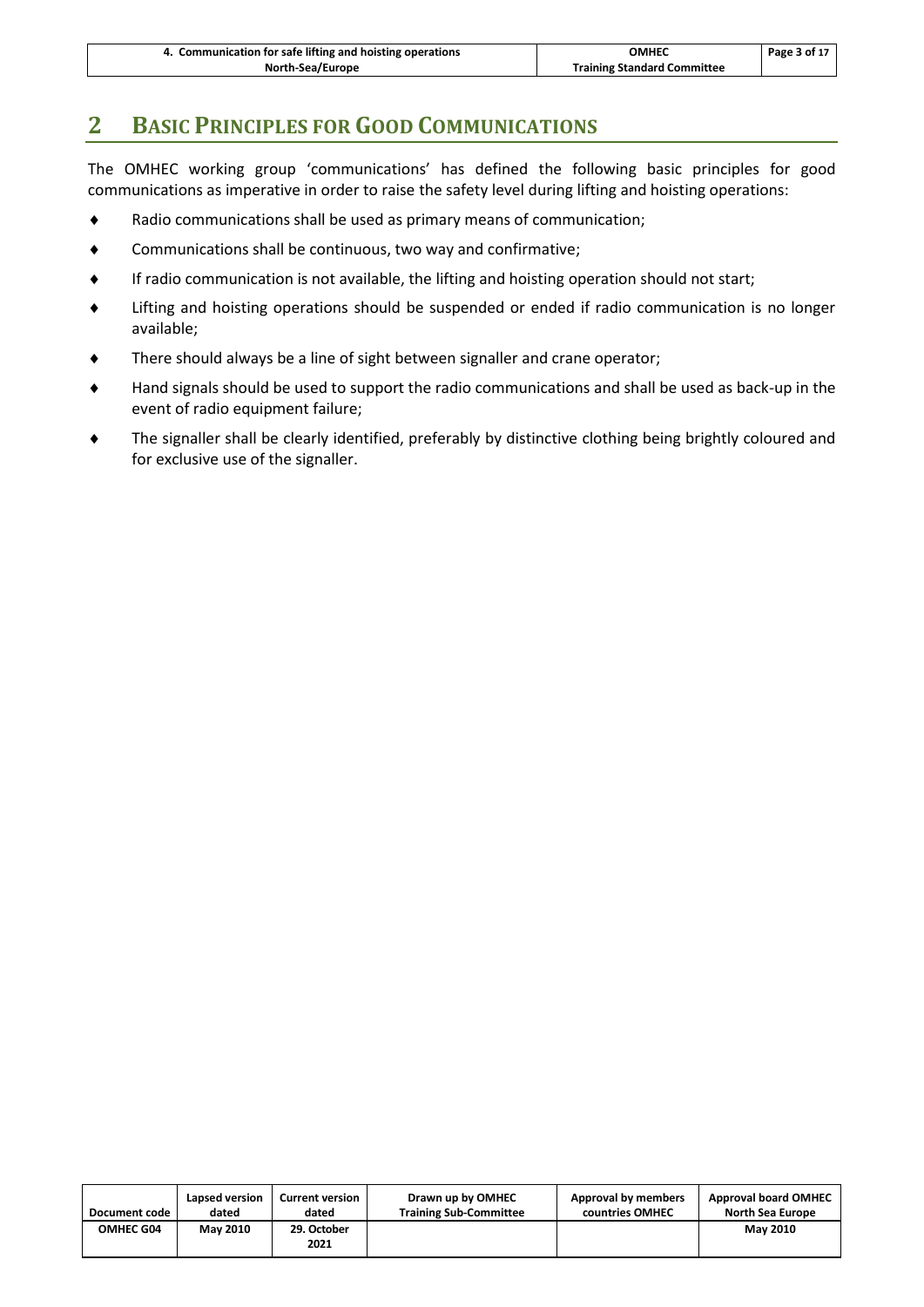## 2 BASIC PRINCIPLES FOR GOOD COMMUNICATIONS

The OMHEC working group 'communications' has defined the following basic principles for good communications as imperative in order to raise the safety level during lifting and hoisting operations:

- Radio communications shall be used as primary means of communication;
- Communications shall be continuous, two way and confirmative;
- If radio communication is not available, the lifting and hoisting operation should not start;
- Lifting and hoisting operations should be suspended or ended if radio communication is no longer available;
- There should always be a line of sight between signaller and crane operator;
- Hand signals should be used to support the radio communications and shall be used as back-up in the event of radio equipment failure;
- The signaller shall be clearly identified, preferably by distinctive clothing being brightly coloured and for exclusive use of the signaller.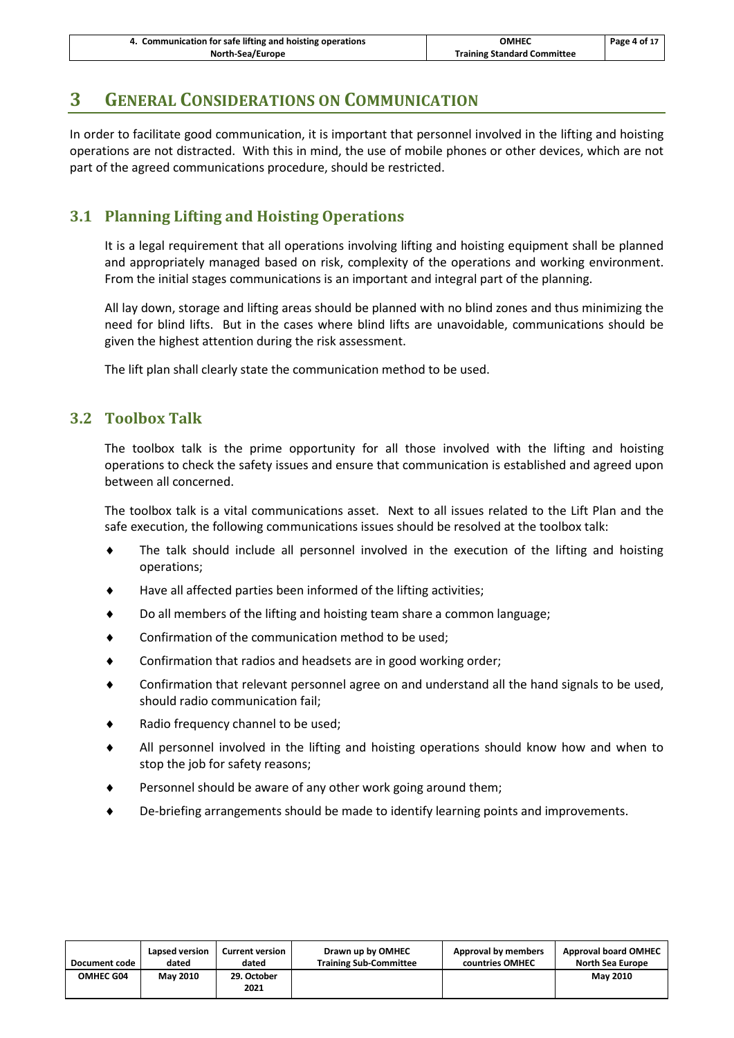# 3 GENERAL CONSIDERATIONS ON COMMUNICATION

In order to facilitate good communication, it is important that personnel involved in the lifting and hoisting operations are not distracted. With this in mind, the use of mobile phones or other devices, which are not part of the agreed communications procedure, should be restricted.

## 3.1 Planning Lifting and Hoisting Operations

It is a legal requirement that all operations involving lifting and hoisting equipment shall be planned and appropriately managed based on risk, complexity of the operations and working environment. From the initial stages communications is an important and integral part of the planning.

All lay down, storage and lifting areas should be planned with no blind zones and thus minimizing the need for blind lifts. But in the cases where blind lifts are unavoidable, communications should be given the highest attention during the risk assessment.

The lift plan shall clearly state the communication method to be used.

## 3.2 Toolbox Talk

The toolbox talk is the prime opportunity for all those involved with the lifting and hoisting operations to check the safety issues and ensure that communication is established and agreed upon between all concerned.

The toolbox talk is a vital communications asset. Next to all issues related to the Lift Plan and the safe execution, the following communications issues should be resolved at the toolbox talk:

- The talk should include all personnel involved in the execution of the lifting and hoisting operations;
- Have all affected parties been informed of the lifting activities;
- Do all members of the lifting and hoisting team share a common language;
- Confirmation of the communication method to be used;
- Confirmation that radios and headsets are in good working order;
- Confirmation that relevant personnel agree on and understand all the hand signals to be used, should radio communication fail;
- Radio frequency channel to be used;
- All personnel involved in the lifting and hoisting operations should know how and when to stop the job for safety reasons;
- Personnel should be aware of any other work going around them;
- De-briefing arrangements should be made to identify learning points and improvements.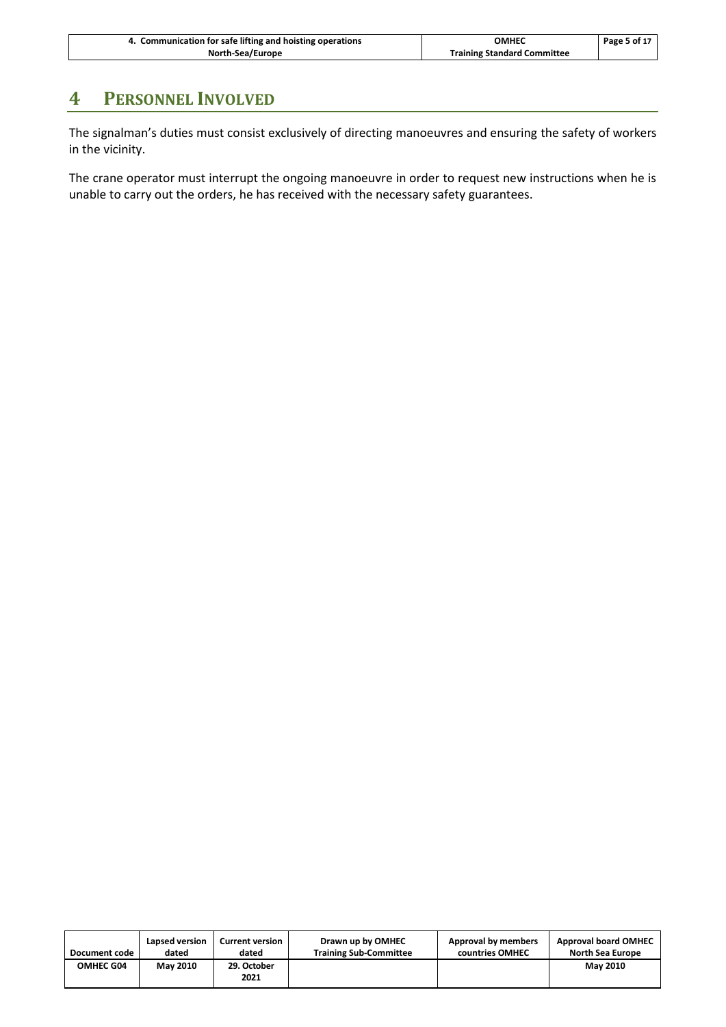# 4 PERSONNEL INVOLVED

The signalman's duties must consist exclusively of directing manoeuvres and ensuring the safety of workers in the vicinity.

The crane operator must interrupt the ongoing manoeuvre in order to request new instructions when he is unable to carry out the orders, he has received with the necessary safety guarantees.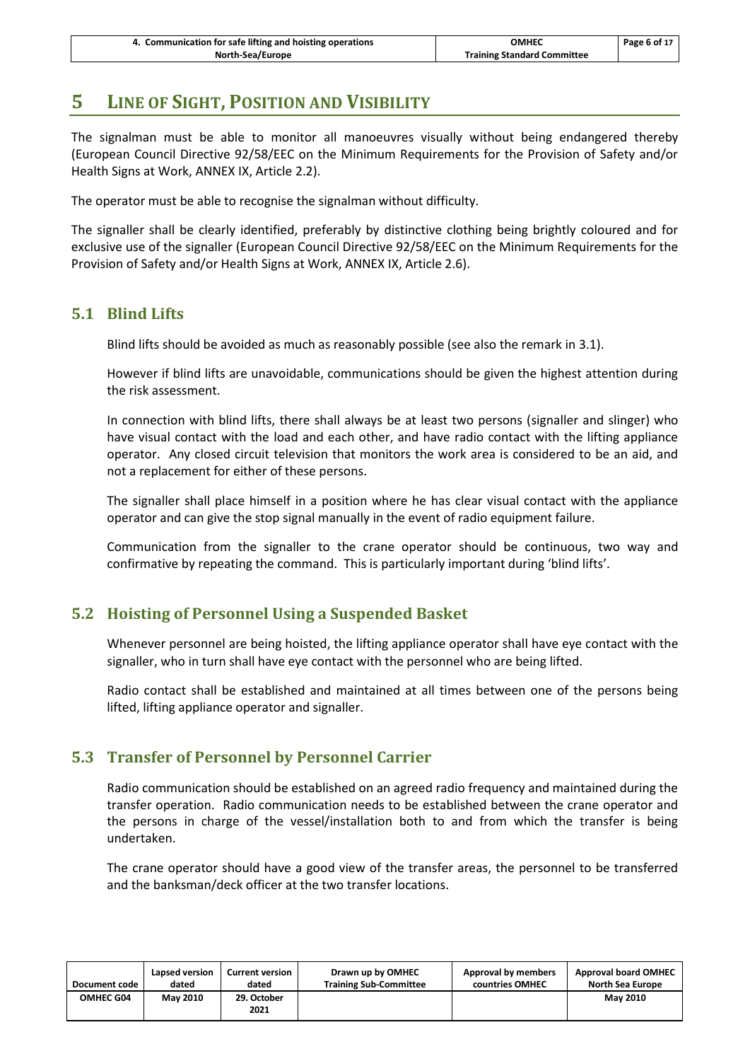# 5 LINE OF SIGHT, POSITION AND VISIBILITY

The signalman must be able to monitor all manoeuvres visually without being endangered thereby (European Council Directive 92/58/EEC on the Minimum Requirements for the Provision of Safety and/or Health Signs at Work, ANNEX IX, Article 2.2).

The operator must be able to recognise the signalman without difficulty.

The signaller shall be clearly identified, preferably by distinctive clothing being brightly coloured and for exclusive use of the signaller (European Council Directive 92/58/EEC on the Minimum Requirements for the Provision of Safety and/or Health Signs at Work, ANNEX IX, Article 2.6).

## 5.1 Blind Lifts

Blind lifts should be avoided as much as reasonably possible (see also the remark in 3.1).

However if blind lifts are unavoidable, communications should be given the highest attention during the risk assessment.

In connection with blind lifts, there shall always be at least two persons (signaller and slinger) who have visual contact with the load and each other, and have radio contact with the lifting appliance operator. Any closed circuit television that monitors the work area is considered to be an aid, and not a replacement for either of these persons.

The signaller shall place himself in a position where he has clear visual contact with the appliance operator and can give the stop signal manually in the event of radio equipment failure.

Communication from the signaller to the crane operator should be continuous, two way and confirmative by repeating the command. This is particularly important during 'blind lifts'.

## 5.2 Hoisting of Personnel Using a Suspended Basket

Whenever personnel are being hoisted, the lifting appliance operator shall have eye contact with the signaller, who in turn shall have eye contact with the personnel who are being lifted.

Radio contact shall be established and maintained at all times between one of the persons being lifted, lifting appliance operator and signaller.

## 5.3 Transfer of Personnel by Personnel Carrier

Radio communication should be established on an agreed radio frequency and maintained during the transfer operation. Radio communication needs to be established between the crane operator and the persons in charge of the vessel/installation both to and from which the transfer is being undertaken.

The crane operator should have a good view of the transfer areas, the personnel to be transferred and the banksman/deck officer at the two transfer locations.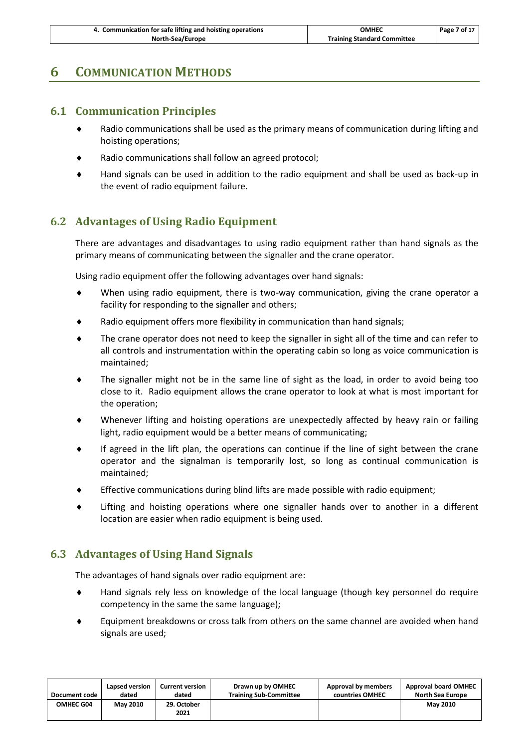# 6 COMMUNICATION METHODS

## 6.1 Communication Principles

- Radio communications shall be used as the primary means of communication during lifting and hoisting operations;
- Radio communications shall follow an agreed protocol;
- Hand signals can be used in addition to the radio equipment and shall be used as back-up in the event of radio equipment failure.

## 6.2 Advantages of Using Radio Equipment

There are advantages and disadvantages to using radio equipment rather than hand signals as the primary means of communicating between the signaller and the crane operator.

Using radio equipment offer the following advantages over hand signals:

- When using radio equipment, there is two-way communication, giving the crane operator a facility for responding to the signaller and others;
- Radio equipment offers more flexibility in communication than hand signals;
- The crane operator does not need to keep the signaller in sight all of the time and can refer to all controls and instrumentation within the operating cabin so long as voice communication is maintained;
- The signaller might not be in the same line of sight as the load, in order to avoid being too close to it. Radio equipment allows the crane operator to look at what is most important for the operation;
- Whenever lifting and hoisting operations are unexpectedly affected by heavy rain or failing light, radio equipment would be a better means of communicating;
- If agreed in the lift plan, the operations can continue if the line of sight between the crane operator and the signalman is temporarily lost, so long as continual communication is maintained;
- Effective communications during blind lifts are made possible with radio equipment;
- Lifting and hoisting operations where one signaller hands over to another in a different location are easier when radio equipment is being used.

## 6.3 Advantages of Using Hand Signals

The advantages of hand signals over radio equipment are:

- Hand signals rely less on knowledge of the local language (though key personnel do require competency in the same the same language);
- Equipment breakdowns or cross talk from others on the same channel are avoided when hand signals are used;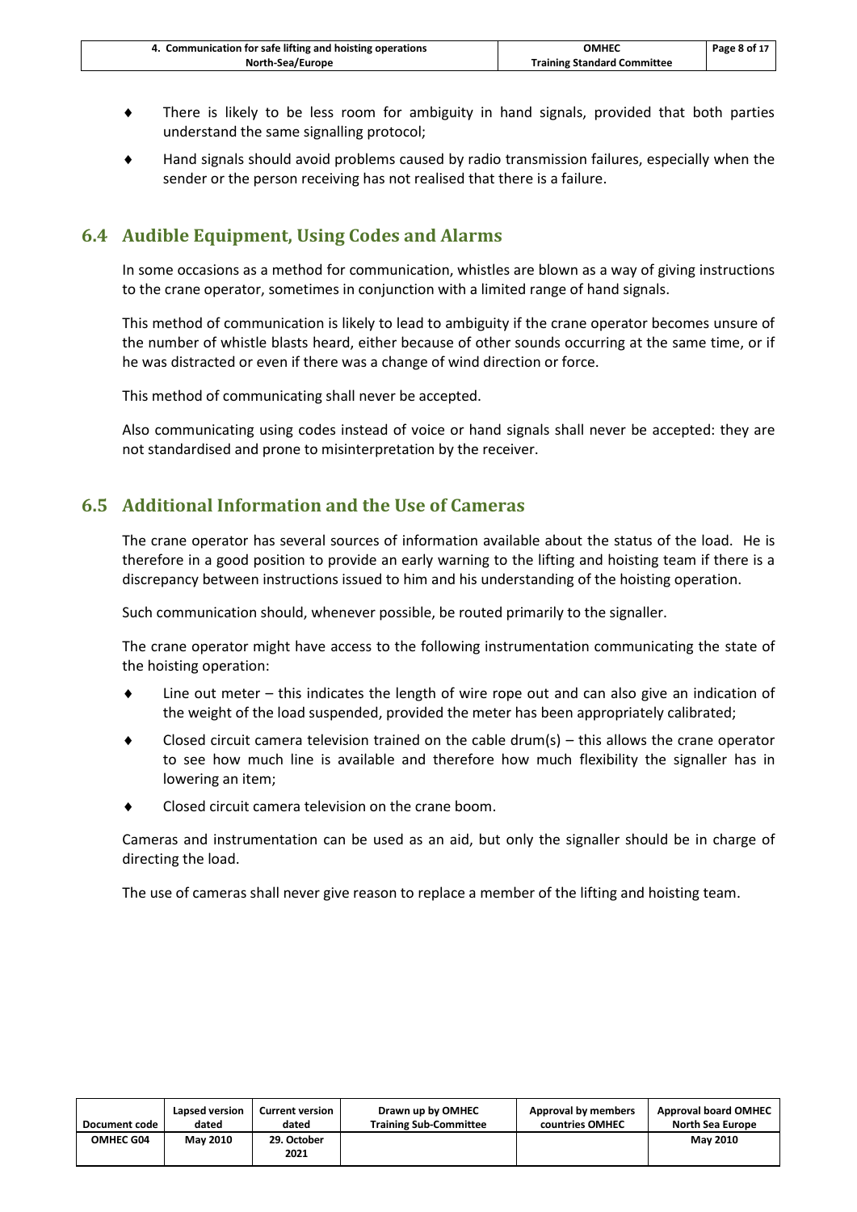- There is likely to be less room for ambiguity in hand signals, provided that both parties understand the same signalling protocol;
- Hand signals should avoid problems caused by radio transmission failures, especially when the sender or the person receiving has not realised that there is a failure.

## 6.4 Audible Equipment, Using Codes and Alarms

In some occasions as a method for communication, whistles are blown as a way of giving instructions to the crane operator, sometimes in conjunction with a limited range of hand signals.

This method of communication is likely to lead to ambiguity if the crane operator becomes unsure of the number of whistle blasts heard, either because of other sounds occurring at the same time, or if he was distracted or even if there was a change of wind direction or force.

This method of communicating shall never be accepted.

Also communicating using codes instead of voice or hand signals shall never be accepted: they are not standardised and prone to misinterpretation by the receiver.

## 6.5 Additional Information and the Use of Cameras

The crane operator has several sources of information available about the status of the load. He is therefore in a good position to provide an early warning to the lifting and hoisting team if there is a discrepancy between instructions issued to him and his understanding of the hoisting operation.

Such communication should, whenever possible, be routed primarily to the signaller.

The crane operator might have access to the following instrumentation communicating the state of the hoisting operation:

- Line out meter – this indicates the length of wire rope out and can also give an indication of the weight of the load suspended, provided the meter has been appropriately calibrated;
- Closed circuit camera television trained on the cable drum(s) – this allows the crane operator to see how much line is available and therefore how much flexibility the signaller has in lowering an item;
- Closed circuit camera television on the crane boom.

Cameras and instrumentation can be used as an aid, but only the signaller should be in charge of directing the load.

The use of cameras shall never give reason to replace a member of the lifting and hoisting team.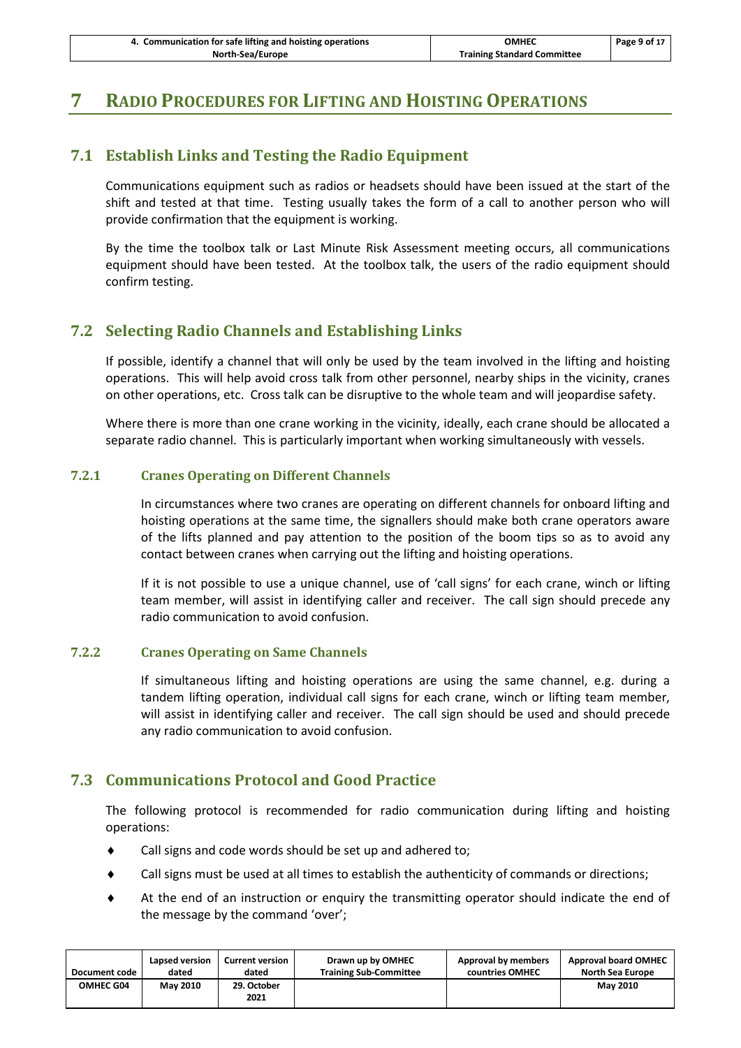# 7 RADIO PROCEDURES FOR LIFTING AND HOISTING OPERATIONS

## 7.1 Establish Links and Testing the Radio Equipment

Communications equipment such as radios or headsets should have been issued at the start of the shift and tested at that time. Testing usually takes the form of a call to another person who will provide confirmation that the equipment is working.

By the time the toolbox talk or Last Minute Risk Assessment meeting occurs, all communications equipment should have been tested. At the toolbox talk, the users of the radio equipment should confirm testing.

## 7.2 Selecting Radio Channels and Establishing Links

If possible, identify a channel that will only be used by the team involved in the lifting and hoisting operations. This will help avoid cross talk from other personnel, nearby ships in the vicinity, cranes on other operations, etc. Cross talk can be disruptive to the whole team and will jeopardise safety.

Where there is more than one crane working in the vicinity, ideally, each crane should be allocated a separate radio channel. This is particularly important when working simultaneously with vessels.

### 7.2.1 Cranes Operating on Different Channels

In circumstances where two cranes are operating on different channels for onboard lifting and hoisting operations at the same time, the signallers should make both crane operators aware of the lifts planned and pay attention to the position of the boom tips so as to avoid any contact between cranes when carrying out the lifting and hoisting operations.

If it is not possible to use a unique channel, use of 'call signs' for each crane, winch or lifting team member, will assist in identifying caller and receiver. The call sign should precede any radio communication to avoid confusion.

### 7.2.2 Cranes Operating on Same Channels

If simultaneous lifting and hoisting operations are using the same channel, e.g. during a tandem lifting operation, individual call signs for each crane, winch or lifting team member, will assist in identifying caller and receiver. The call sign should be used and should precede any radio communication to avoid confusion.

## 7.3 Communications Protocol and Good Practice

The following protocol is recommended for radio communication during lifting and hoisting operations:

- Call signs and code words should be set up and adhered to;
- Call signs must be used at all times to establish the authenticity of commands or directions;
- At the end of an instruction or enquiry the transmitting operator should indicate the end of the message by the command 'over';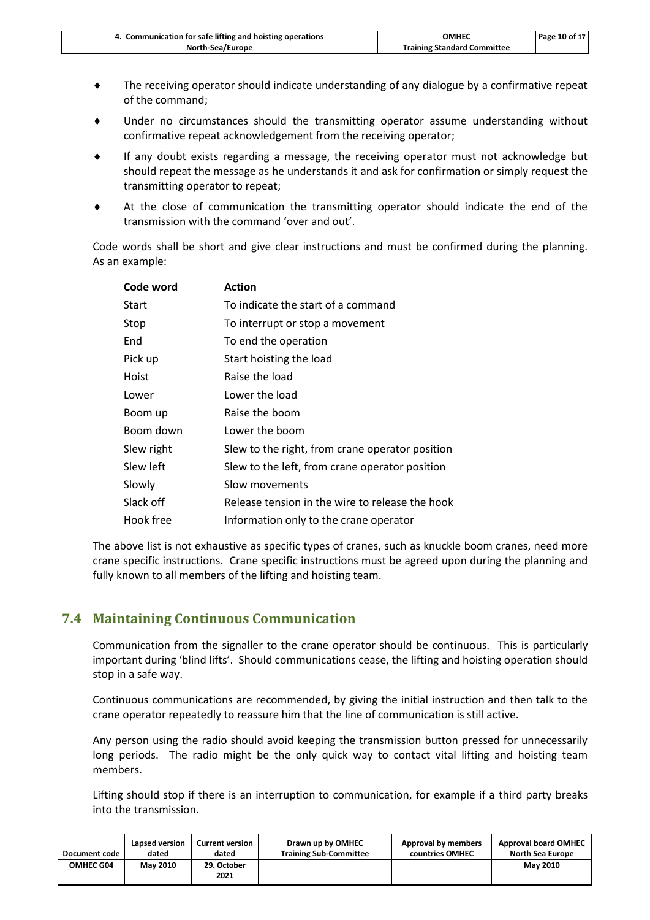- The receiving operator should indicate understanding of any dialogue by a confirmative repeat of the command;
- Under no circumstances should the transmitting operator assume understanding without confirmative repeat acknowledgement from the receiving operator;
- If any doubt exists regarding a message, the receiving operator must not acknowledge but should repeat the message as he understands it and ask for confirmation or simply request the transmitting operator to repeat;
- At the close of communication the transmitting operator should indicate the end of the transmission with the command 'over and out'.

Code words shall be short and give clear instructions and must be confirmed during the planning. As an example:

| Code word | Action |
|---|---|
| Start | To indicate the start of a command |
| Stop | To interrupt or stop a movement |
| End | To end the operation |
| Pick up | Start hoisting the load |
| Hoist | Raise the load |
| Lower | Lower the load |
| Boom up | Raise the boom |
| Boom down | Lower the boom |
| Slew right | Slew to the right, from crane operator position |
| Slew left | Slew to the left, from crane operator position |
| Slowly | Slow movements |
| Slack off | Release tension in the wire to release the hook |
| Hook free | Information only to the crane operator |

The above list is not exhaustive as specific types of cranes, such as knuckle boom cranes, need more crane specific instructions. Crane specific instructions must be agreed upon during the planning and fully known to all members of the lifting and hoisting team.

## 7.4 Maintaining Continuous Communication

Communication from the signaller to the crane operator should be continuous. This is particularly important during 'blind lifts'. Should communications cease, the lifting and hoisting operation should stop in a safe way.

Continuous communications are recommended, by giving the initial instruction and then talk to the crane operator repeatedly to reassure him that the line of communication is still active.

Any person using the radio should avoid keeping the transmission button pressed for unnecessarily long periods. The radio might be the only quick way to contact vital lifting and hoisting team members.

Lifting should stop if there is an interruption to communication, for example if a third party breaks into the transmission.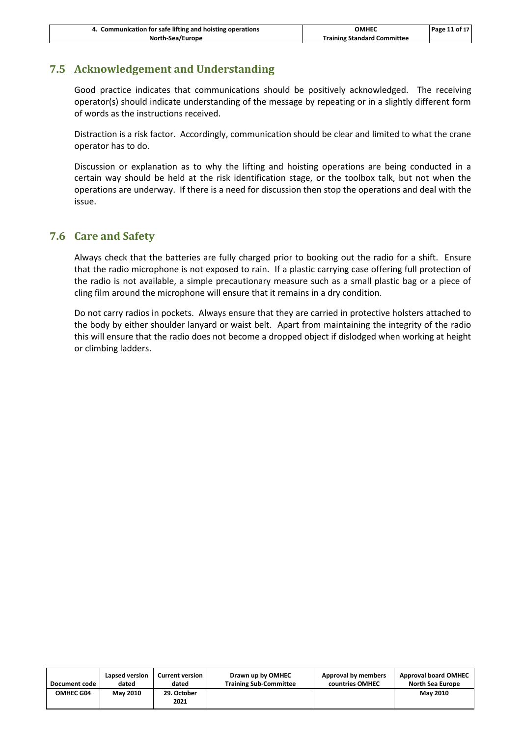## 7.5 Acknowledgement and Understanding

Good practice indicates that communications should be positively acknowledged. The receiving operator(s) should indicate understanding of the message by repeating or in a slightly different form of words as the instructions received.

Distraction is a risk factor. Accordingly, communication should be clear and limited to what the crane operator has to do.

Discussion or explanation as to why the lifting and hoisting operations are being conducted in a certain way should be held at the risk identification stage, or the toolbox talk, but not when the operations are underway. If there is a need for discussion then stop the operations and deal with the issue.

## 7.6 Care and Safety

Always check that the batteries are fully charged prior to booking out the radio for a shift. Ensure that the radio microphone is not exposed to rain. If a plastic carrying case offering full protection of the radio is not available, a simple precautionary measure such as a small plastic bag or a piece of cling film around the microphone will ensure that it remains in a dry condition.

Do not carry radios in pockets. Always ensure that they are carried in protective holsters attached to the body by either shoulder lanyard or waist belt. Apart from maintaining the integrity of the radio this will ensure that the radio does not become a dropped object if dislodged when working at height or climbing ladders.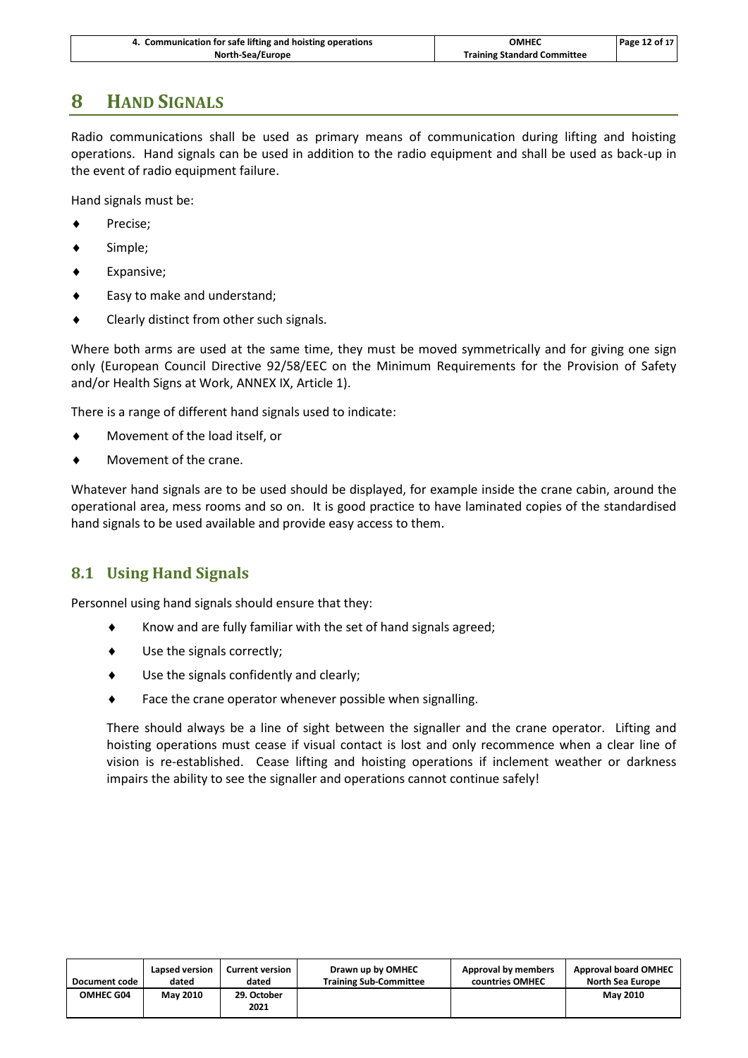# 8 HAND SIGNALS

Radio communications shall be used as primary means of communication during lifting and hoisting operations. Hand signals can be used in addition to the radio equipment and shall be used as back-up in the event of radio equipment failure.

Hand signals must be:

- Precise;
- Simple;
- Expansive;
- Easy to make and understand;
- Clearly distinct from other such signals.

Where both arms are used at the same time, they must be moved symmetrically and for giving one sign only (European Council Directive 92/58/EEC on the Minimum Requirements for the Provision of Safety and/or Health Signs at Work, ANNEX IX, Article 1).

There is a range of different hand signals used to indicate:

- Movement of the load itself, or
- Movement of the crane.

Whatever hand signals are to be used should be displayed, for example inside the crane cabin, around the operational area, mess rooms and so on. It is good practice to have laminated copies of the standardised hand signals to be used available and provide easy access to them.

## 8.1 Using Hand Signals

Personnel using hand signals should ensure that they:

- Know and are fully familiar with the set of hand signals agreed;
- Use the signals correctly;
- Use the signals confidently and clearly;
- Face the crane operator whenever possible when signalling.

There should always be a line of sight between the signaller and the crane operator. Lifting and hoisting operations must cease if visual contact is lost and only recommence when a clear line of vision is re-established. Cease lifting and hoisting operations if inclement weather or darkness impairs the ability to see the signaller and operations cannot continue safely!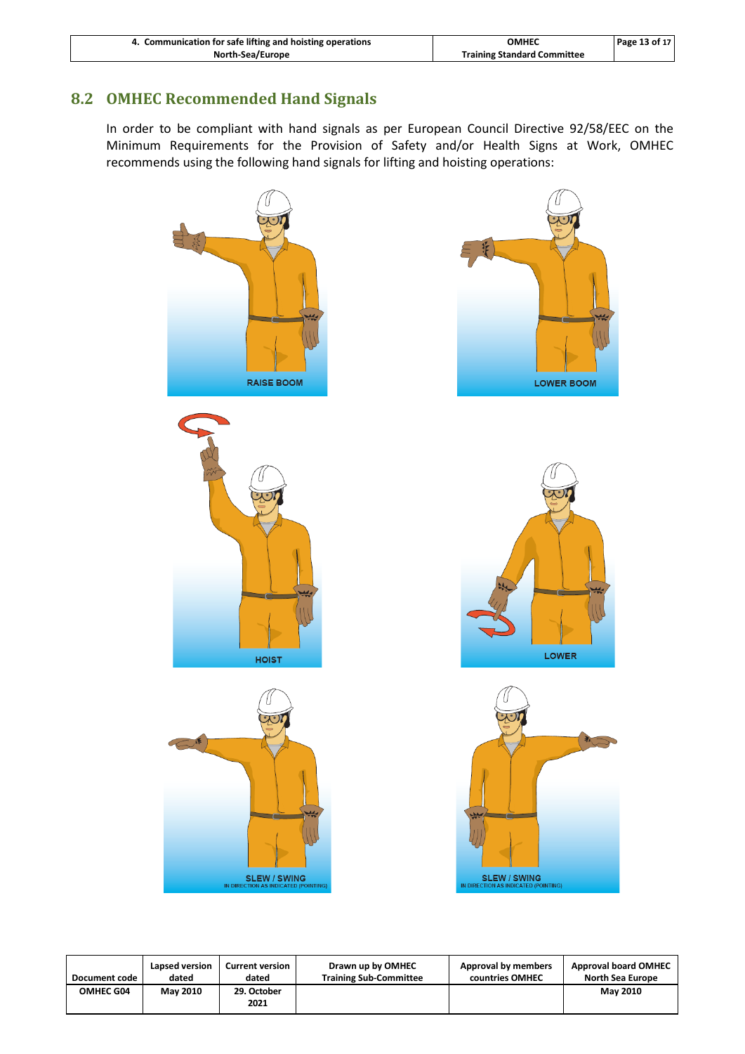## 8.2 OMHEC Recommended Hand Signals

In order to be compliant with hand signals as per European Council Directive 92/58/EEC on the Minimum Requirements for the Provision of Safety and/or Health Signs at Work, OMHEC recommends using the following hand signals for lifting and hoisting operations:

RAISE BOOM

LOWER BOOM

HOIST

LOWER

SLEW / SWING
IN DIRECTION AS INDICATED (POINTING)

SLEW / SWING
IN DIRECTION AS INDICATED (POINTING)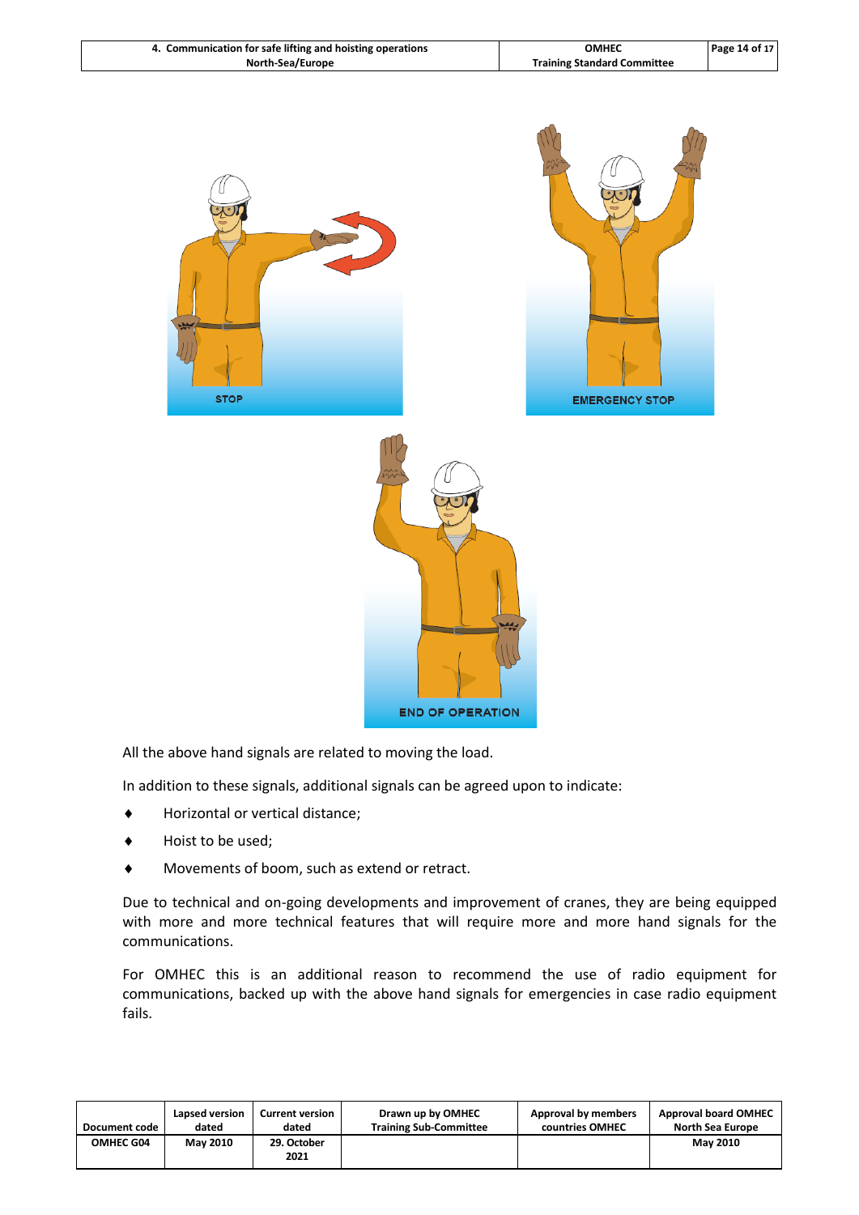STOP

EMERGENCY STOP

END OF OPERATION

All the above hand signals are related to moving the load.

In addition to these signals, additional signals can be agreed upon to indicate:

- Horizontal or vertical distance;
- Hoist to be used;
- Movements of boom, such as extend or retract.

Due to technical and on-going developments and improvement of cranes, they are being equipped with more and more technical features that will require more and more hand signals for the communications.

For OMHEC this is an additional reason to recommend the use of radio equipment for communications, backed up with the above hand signals for emergencies in case radio equipment fails.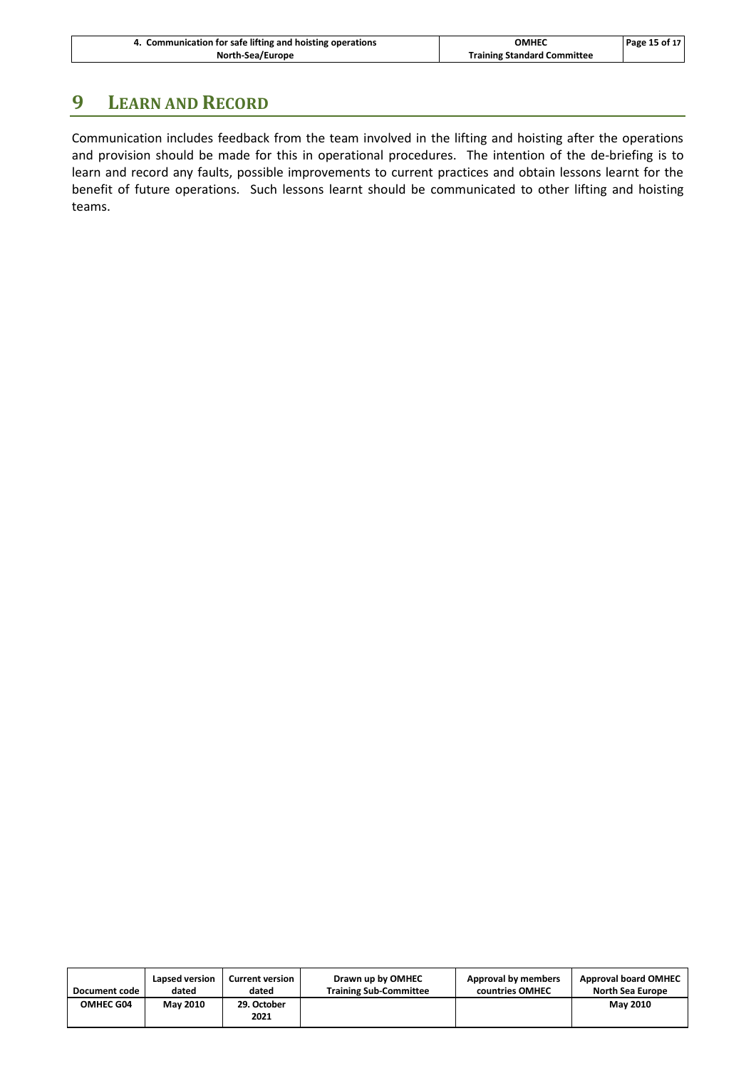# 9 LEARN AND RECORD

Communication includes feedback from the team involved in the lifting and hoisting after the operations and provision should be made for this in operational procedures. The intention of the de-briefing is to learn and record any faults, possible improvements to current practices and obtain lessons learnt for the benefit of future operations. Such lessons learnt should be communicated to other lifting and hoisting teams.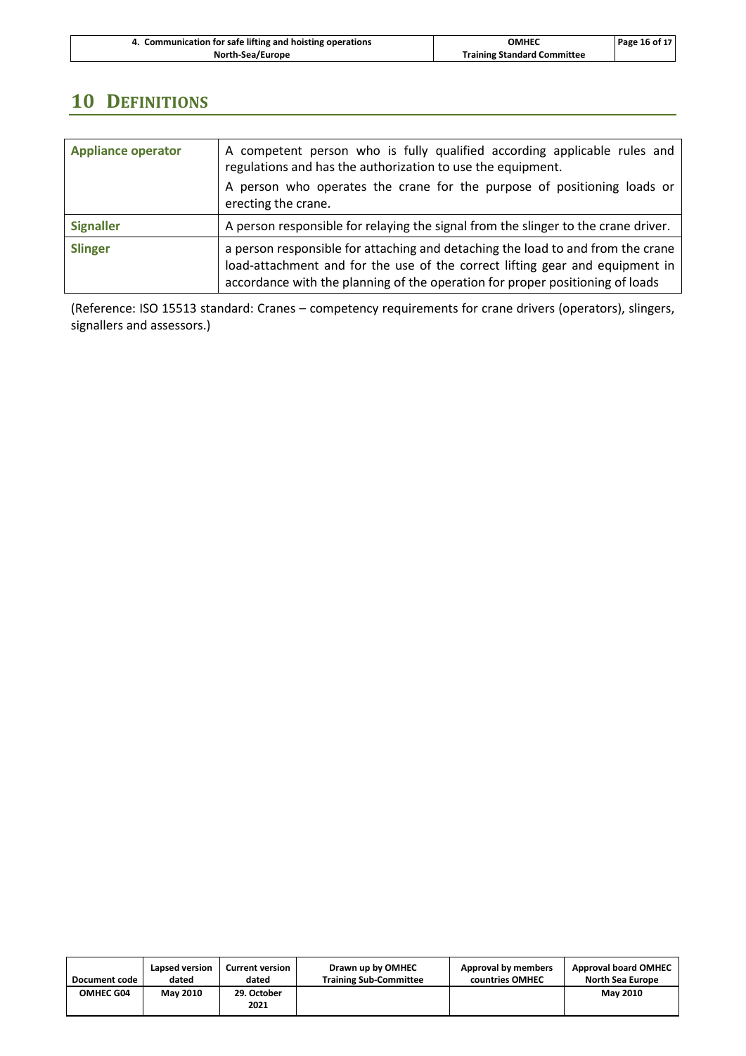# 10 Definitions

| | |
|---|---|
| **Appliance operator** | A competent person who is fully qualified according applicable rules and regulations and has the authorization to use the equipment.<br>A person who operates the crane for the purpose of positioning loads or erecting the crane. |
| **Signaller** | A person responsible for relaying the signal from the slinger to the crane driver. |
| **Slinger** | a person responsible for attaching and detaching the load to and from the crane load-attachment and for the use of the correct lifting gear and equipment in accordance with the planning of the operation for proper positioning of loads |

(Reference: ISO 15513 standard: Cranes – competency requirements for crane drivers (operators), slingers, signallers and assessors.)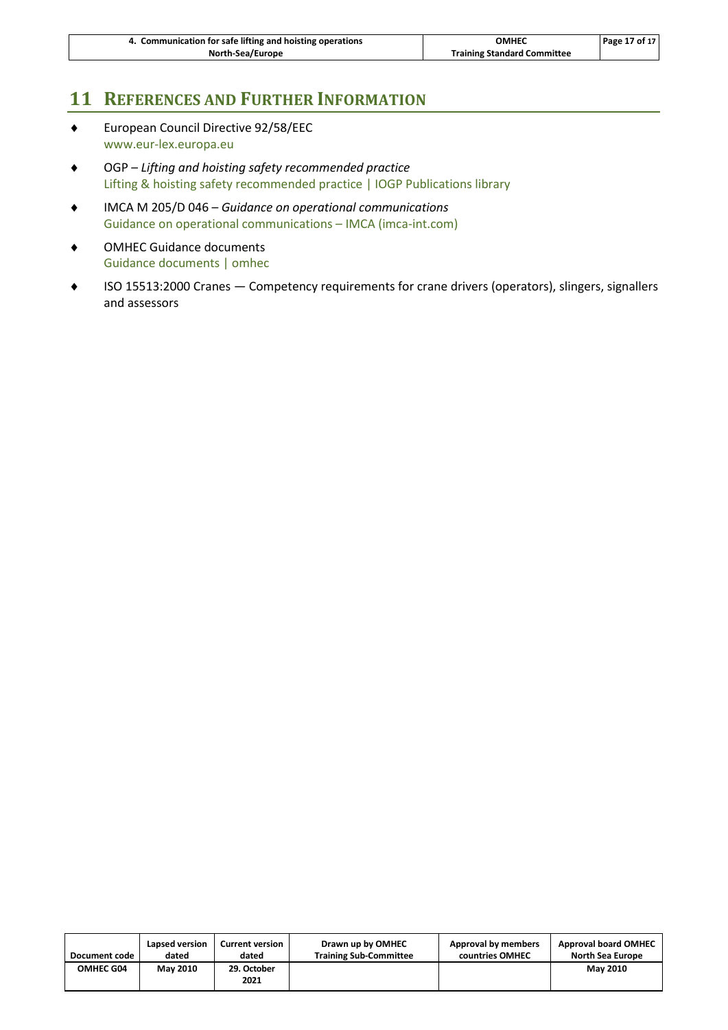# 11 References and Further Information

- European Council Directive 92/58/EEC
  www.eur-lex.europa.eu
- OGP – *Lifting and hoisting safety recommended practice*
  Lifting & hoisting safety recommended practice | IOGP Publications library
- IMCA M 205/D 046 – *Guidance on operational communications*
  Guidance on operational communications – IMCA (imca-int.com)
- OMHEC Guidance documents
  Guidance documents | omhec
- ISO 15513:2000 Cranes — Competency requirements for crane drivers (operators), slingers, signallers and assessors

| Document code | Lapsed version dated | Current version dated | Drawn up by OMHEC Training Sub-Committee | Approval by members countries OMHEC | Approval board OMHEC North Sea Europe |
|---|---|---|---|---|---|
| OMHEC G04 | May 2010 | 29. October 2021 | | | May 2010 |